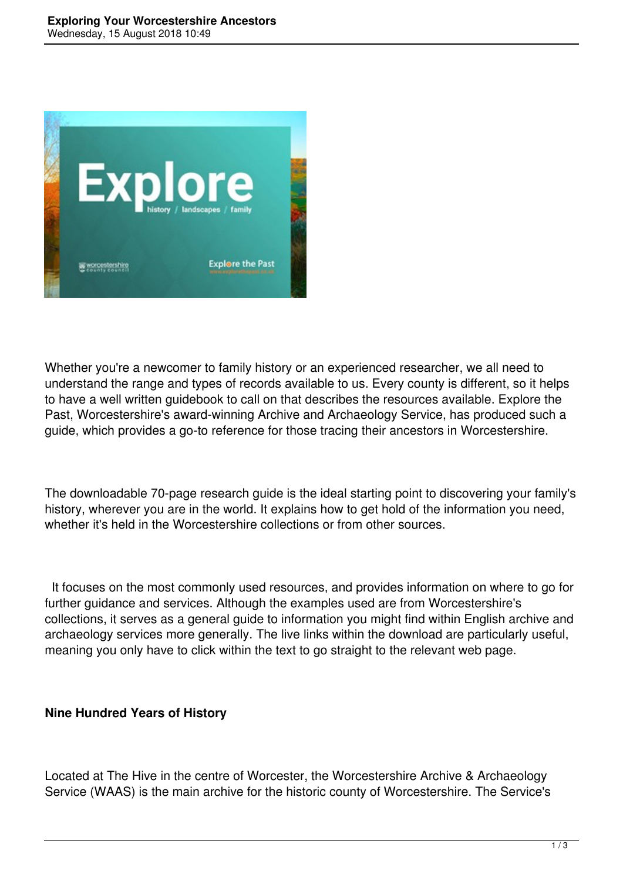Whether you're a newcomer to family history or an experienced researcher, we all need to understand the range and types of records available to us. Every county is different, so it helps to have a well written guidebook to call on that describes the resources available. Explore the Past, Worcestershire's award-winning Archive and Archaeology Service, has produced such a guide, which provides a go-to reference for those tracing their ancestors in Worcestershire.

The downloadable 70-page research guide is the ideal starting point to discovering your family's history, wherever you are in the world. It explains how to get hold of the information you need, whether it's held in the Worcestershire collections or from other sources.

It focuses on the most commonly used resources, and provides information on where to go for further guidance and services. Although the examples used are from Worcestershire's collections, it serves as a general guide to information you might find within English archive and archaeology services more generally. The live links within the download are particularly useful, meaning you only have to click within the text to go straight to the relevant web page.

**Nine Hundred Years of History**

Located at The Hive in the centre of Worcester, the Worcestershire Archive & Archaeology Service (WAAS) is the main archive for the historic county of Worcestershire. The Service's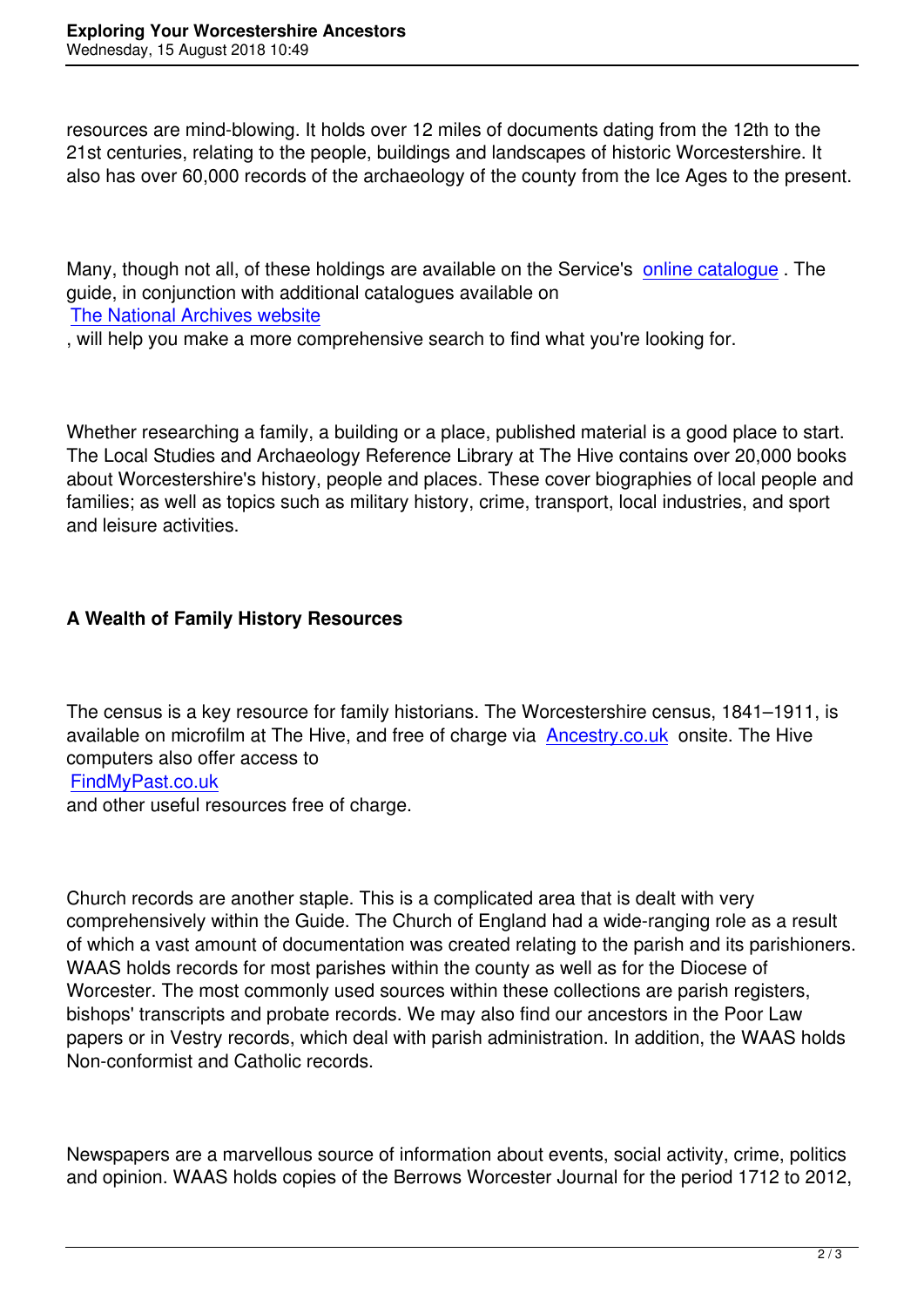resources are mind-blowing. It holds over 12 miles of documents dating from the 12th to the 21st centuries, relating to the people, buildings and landscapes of historic Worcestershire. It also has over 60,000 records of the archaeology of the county from the Ice Ages to the present.

Many, though not all, of these holdings are available on the Service's online catalogue . The guide, in conjunction with additional catalogues available on The National Archives website , will help you make a more comprehensive search to find what you're looking for.

Whether researching a family, a building or a place, published material is a good place to start. The Local Studies and Archaeology Reference Library at The Hive contains over 20,000 books about Worcestershire's history, people and places. These cover biographies of local people and families; as well as topics such as military history, crime, transport, local industries, and sport and leisure activities.

**A Wealth of Family History Resources**

The census is a key resource for family historians. The Worcestershire census, 1841–1911, is available on microfilm at The Hive, and free of charge via Ancestry.co.uk onsite. The Hive computers also offer access to FindMyPast.co.uk and other useful resources free of charge.

Church records are another staple. This is a complicated area that is dealt with very comprehensively within the Guide. The Church of England had a wide-ranging role as a result of which a vast amount of documentation was created relating to the parish and its parishioners. WAAS holds records for most parishes within the county as well as for the Diocese of Worcester. The most commonly used sources within these collections are parish registers, bishops' transcripts and probate records. We may also find our ancestors in the Poor Law papers or in Vestry records, which deal with parish administration. In addition, the WAAS holds Non-conformist and Catholic records.

Newspapers are a marvellous source of information about events, social activity, crime, politics and opinion. WAAS holds copies of the Berrows Worcester Journal for the period 1712 to 2012,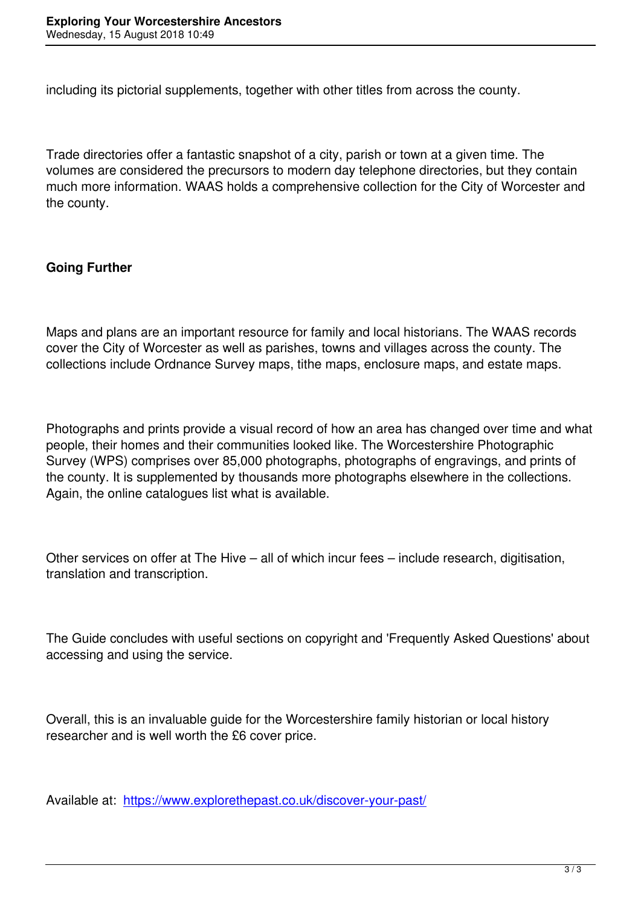including its pictorial supplements, together with other titles from across the county.

Trade directories offer a fantastic snapshot of a city, parish or town at a given time. The volumes are considered the precursors to modern day telephone directories, but they contain much more information. WAAS holds a comprehensive collection for the City of Worcester and the county.

**Going Further**

Maps and plans are an important resource for family and local historians. The WAAS records cover the City of Worcester as well as parishes, towns and villages across the county. The collections include Ordnance Survey maps, tithe maps, enclosure maps, and estate maps.

Photographs and prints provide a visual record of how an area has changed over time and what people, their homes and their communities looked like. The Worcestershire Photographic Survey (WPS) comprises over 85,000 photographs, photographs of engravings, and prints of the county. It is supplemented by thousands more photographs elsewhere in the collections. Again, the online catalogues list what is available.

Other services on offer at The Hive – all of which incur fees – include research, digitisation, translation and transcription.

The Guide concludes with useful sections on copyright and 'Frequently Asked Questions' about accessing and using the service.

Overall, this is an invaluable guide for the Worcestershire family historian or local history researcher and is well worth the £6 cover price.

Available at: [https://www.explorethepast.co.uk/discover-your-past/](https://www.explorethepast.co.uk/discover-your-past/)